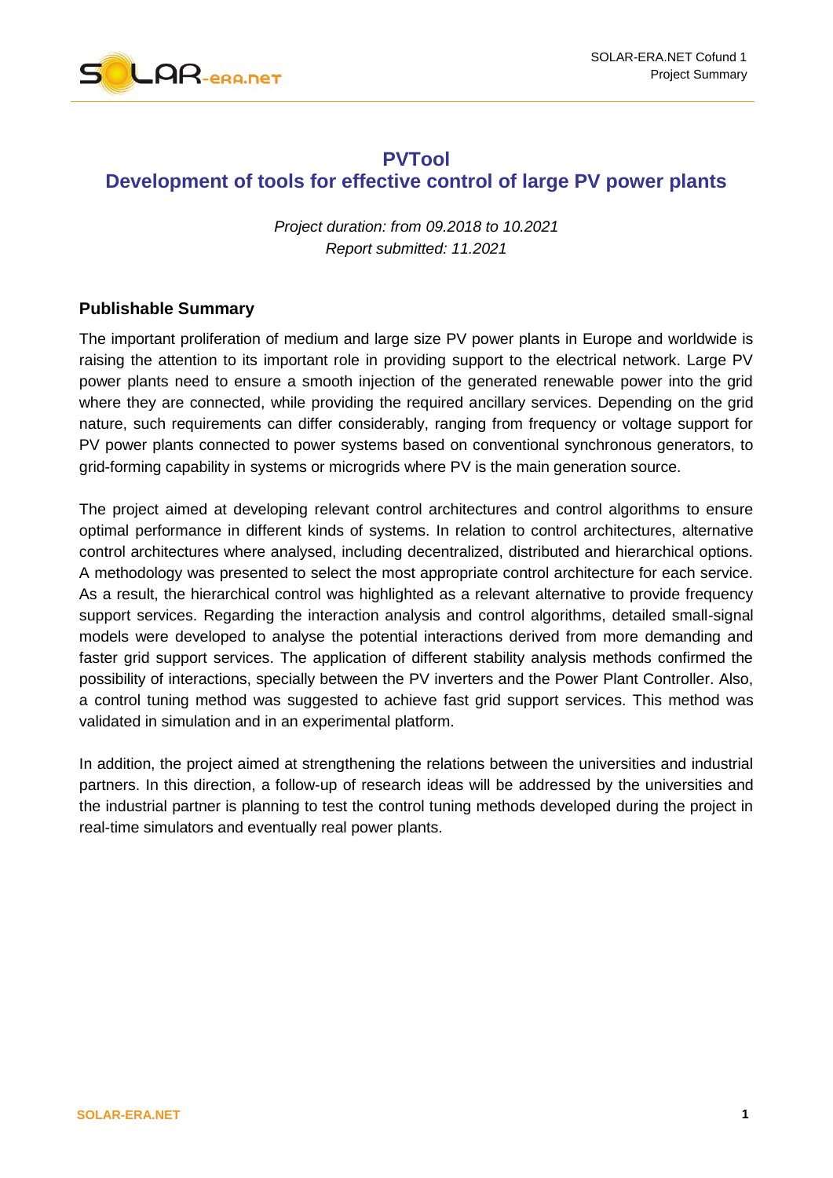# PVTool
# Development of tools for effective control of large PV power plants

*Project duration: from 09.2018 to 10.2021*
*Report submitted: 11.2021*

## Publishable Summary

The important proliferation of medium and large size PV power plants in Europe and worldwide is raising the attention to its important role in providing support to the electrical network. Large PV power plants need to ensure a smooth injection of the generated renewable power into the grid where they are connected, while providing the required ancillary services. Depending on the grid nature, such requirements can differ considerably, ranging from frequency or voltage support for PV power plants connected to power systems based on conventional synchronous generators, to grid-forming capability in systems or microgrids where PV is the main generation source.

The project aimed at developing relevant control architectures and control algorithms to ensure optimal performance in different kinds of systems. In relation to control architectures, alternative control architectures where analysed, including decentralized, distributed and hierarchical options. A methodology was presented to select the most appropriate control architecture for each service. As a result, the hierarchical control was highlighted as a relevant alternative to provide frequency support services. Regarding the interaction analysis and control algorithms, detailed small-signal models were developed to analyse the potential interactions derived from more demanding and faster grid support services. The application of different stability analysis methods confirmed the possibility of interactions, specially between the PV inverters and the Power Plant Controller. Also, a control tuning method was suggested to achieve fast grid support services. This method was validated in simulation and in an experimental platform.

In addition, the project aimed at strengthening the relations between the universities and industrial partners. In this direction, a follow-up of research ideas will be addressed by the universities and the industrial partner is planning to test the control tuning methods developed during the project in real-time simulators and eventually real power plants.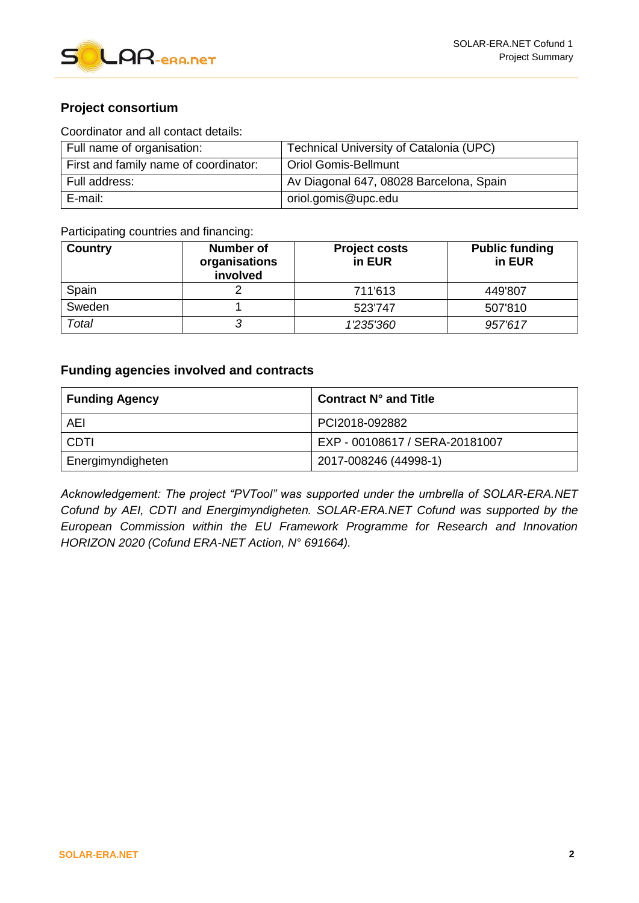## Project consortium

Coordinator and all contact details:

| | |
|---|---|
| Full name of organisation: | Technical University of Catalonia (UPC) |
| First and family name of coordinator: | Oriol Gomis-Bellmunt |
| Full address: | Av Diagonal 647, 08028 Barcelona, Spain |
| E-mail: | oriol.gomis@upc.edu |

Participating countries and financing:

| Country | Number of organisations involved | Project costs in EUR | Public funding in EUR |
|---|---|---|---|
| Spain | 2 | 711'613 | 449'807 |
| Sweden | 1 | 523'747 | 507'810 |
| *Total* | *3* | *1'235'360* | *957'617* |

## Funding agencies involved and contracts

| Funding Agency | Contract N° and Title |
|---|---|
| AEI | PCI2018-092882 |
| CDTI | EXP - 00108617 / SERA-20181007 |
| Energimyndigheten | 2017-008246 (44998-1) |

*Acknowledgement: The project "PVTool" was supported under the umbrella of SOLAR-ERA.NET Cofund by AEI, CDTI and Energimyndigheten. SOLAR-ERA.NET Cofund was supported by the European Commission within the EU Framework Programme for Research and Innovation HORIZON 2020 (Cofund ERA-NET Action, N° 691664).*